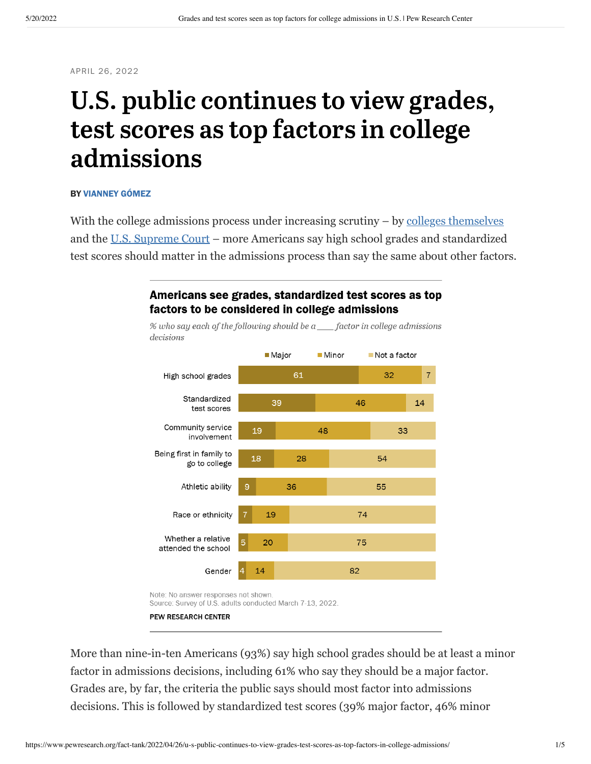APRIL 26, 2022

# U.S. public continues to view grades, test scores as top factors in college admissions

**BY VIANNEY GÓMEZ**

With the college admissions process under increasing scrutiny – by colleges themselves and the U.S. Supreme Court – more Americans say high school grades and standardized test scores should matter in the admissions process than say the same about other factors.

**Americans see grades, standardized test scores as top factors to be considered in college admissions**

*% who say each of the following should be a ___ factor in college admissions decisions*

| | Major | Minor | Not a factor |
|---|---|---|---|
| High school grades | 61 | 32 | 7 |
| Standardized test scores | 39 | 46 | 14 |
| Community service involvement | 19 | 48 | 33 |
| Being first in family to go to college | 18 | 28 | 54 |
| Athletic ability | 9 | 36 | 55 |
| Race or ethnicity | 7 | 19 | 74 |
| Whether a relative attended the school | 5 | 20 | 75 |
| Gender | 4 | 14 | 82 |

Note: No answer responses not shown.
Source: Survey of U.S. adults conducted March 7-13, 2022.

PEW RESEARCH CENTER

More than nine-in-ten Americans (93%) say high school grades should be at least a minor factor in admissions decisions, including 61% who say they should be a major factor. Grades are, by far, the criteria the public says should most factor into admissions decisions. This is followed by standardized test scores (39% major factor, 46% minor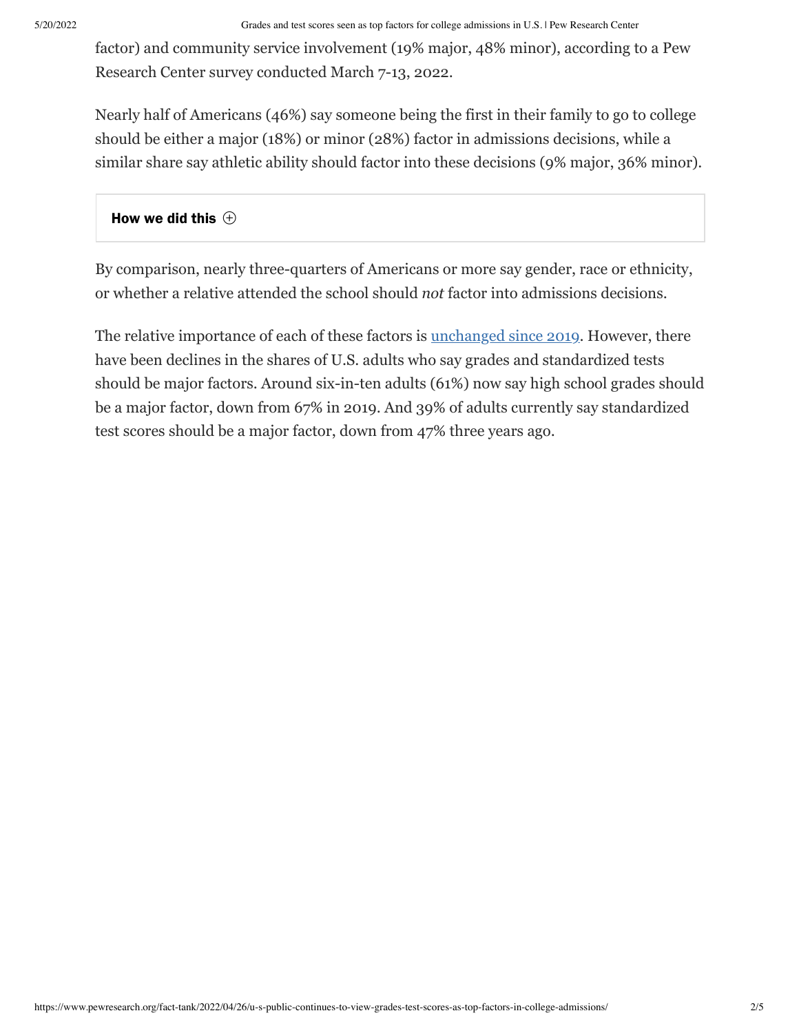factor) and community service involvement (19% major, 48% minor), according to a Pew Research Center survey conducted March 7-13, 2022.

Nearly half of Americans (46%) say someone being the first in their family to go to college should be either a major (18%) or minor (28%) factor in admissions decisions, while a similar share say athletic ability should factor into these decisions (9% major, 36% minor).

**How we did this** ⊕

By comparison, nearly three-quarters of Americans or more say gender, race or ethnicity, or whether a relative attended the school should *not* factor into admissions decisions.

The relative importance of each of these factors is unchanged since 2019. However, there have been declines in the shares of U.S. adults who say grades and standardized tests should be major factors. Around six-in-ten adults (61%) now say high school grades should be a major factor, down from 67% in 2019. And 39% of adults currently say standardized test scores should be a major factor, down from 47% three years ago.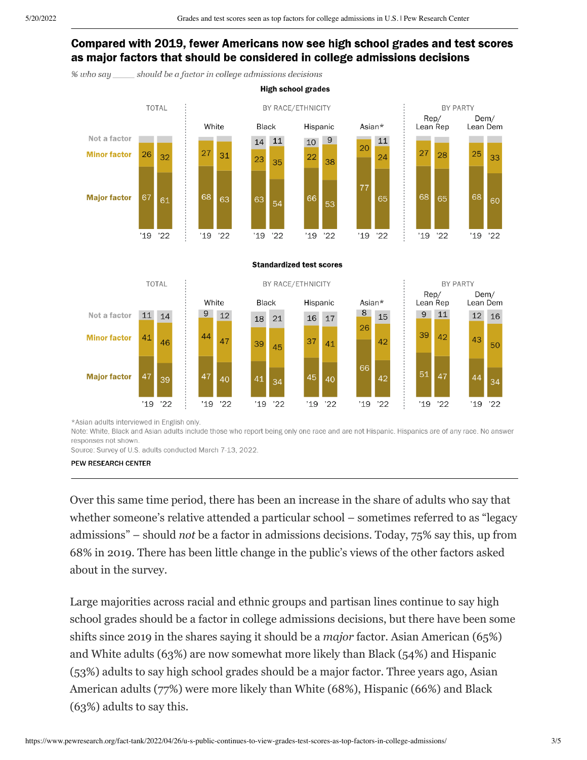## Compared with 2019, fewer Americans now see high school grades and test scores as major factors that should be considered in college admissions decisions

*% who say _____ should be a factor in college admissions decisions*

**High school grades**

| | Year | Not a factor | Minor factor | Major factor |
|---|---|---|---|---|
| TOTAL | '19 | | 26 | 67 |
| | '22 | | 32 | 61 |
| White | '19 | | 27 | 68 |
| | '22 | | 31 | 63 |
| Black | '19 | 14 | 23 | 63 |
| | '22 | 11 | 35 | 54 |
| Hispanic | '19 | 10 | 22 | 66 |
| | '22 | 9 | 38 | 53 |
| Asian* | '19 | | 20 | 77 |
| | '22 | 11 | 24 | 65 |
| Rep/Lean Rep | '19 | | 27 | 68 |
| | '22 | | 28 | 65 |
| Dem/Lean Dem | '19 | | 25 | 68 |
| | '22 | | 33 | 60 |

**Standardized test scores**

| | Year | Not a factor | Minor factor | Major factor |
|---|---|---|---|---|
| TOTAL | '19 | 11 | 41 | 47 |
| | '22 | 14 | 46 | 39 |
| White | '19 | 9 | 44 | 47 |
| | '22 | 12 | 47 | 40 |
| Black | '19 | 18 | 39 | 41 |
| | '22 | 21 | 45 | 34 |
| Hispanic | '19 | 16 | 37 | 45 |
| | '22 | 17 | 41 | 40 |
| Asian* | '19 | 8 | 26 | 66 |
| | '22 | 15 | 42 | 42 |
| Rep/Lean Rep | '19 | 9 | 39 | 51 |
| | '22 | 11 | 42 | 47 |
| Dem/Lean Dem | '19 | 12 | 43 | 44 |
| | '22 | 16 | 50 | 34 |

*Asian adults interviewed in English only.

Note: White, Black and Asian adults include those who report being only one race and are not Hispanic. Hispanics are of any race. No answer responses not shown.

Source: Survey of U.S. adults conducted March 7-13, 2022.

PEW RESEARCH CENTER

Over this same time period, there has been an increase in the share of adults who say that whether someone's relative attended a particular school – sometimes referred to as "legacy admissions" – should *not* be a factor in admissions decisions. Today, 75% say this, up from 68% in 2019. There has been little change in the public's views of the other factors asked about in the survey.

Large majorities across racial and ethnic groups and partisan lines continue to say high school grades should be a factor in college admissions decisions, but there have been some shifts since 2019 in the shares saying it should be a *major* factor. Asian American (65%) and White adults (63%) are now somewhat more likely than Black (54%) and Hispanic (53%) adults to say high school grades should be a major factor. Three years ago, Asian American adults (77%) were more likely than White (68%), Hispanic (66%) and Black (63%) adults to say this.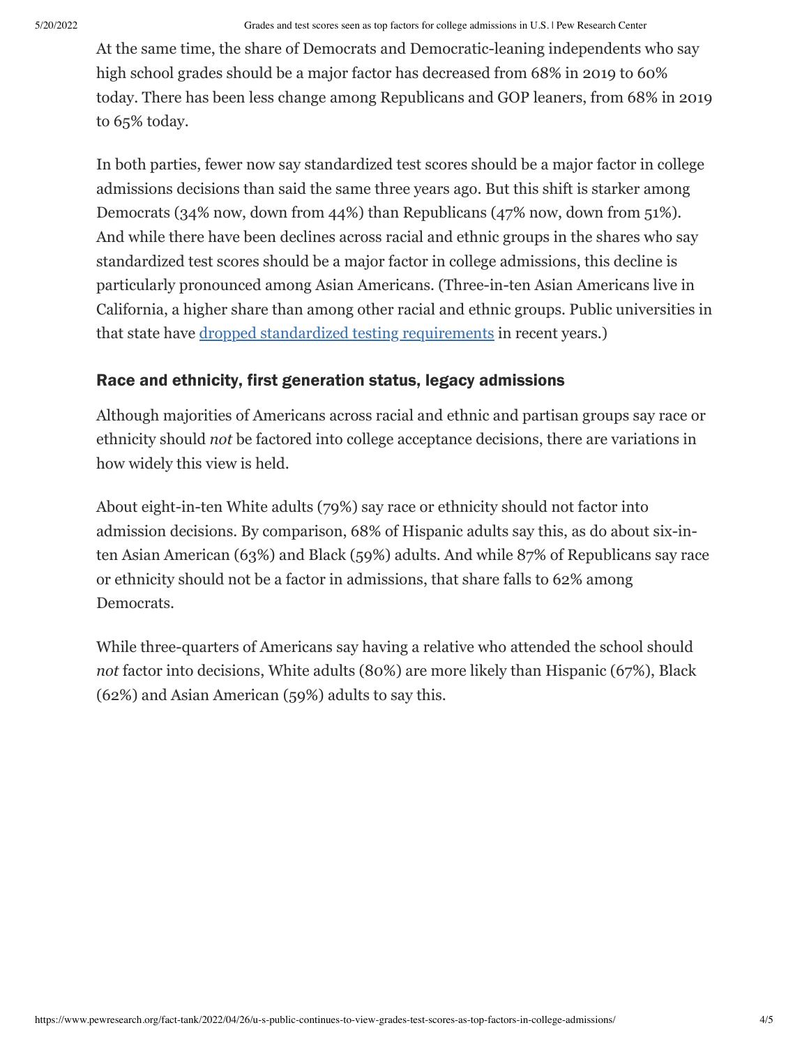At the same time, the share of Democrats and Democratic-leaning independents who say high school grades should be a major factor has decreased from 68% in 2019 to 60% today. There has been less change among Republicans and GOP leaners, from 68% in 2019 to 65% today.

In both parties, fewer now say standardized test scores should be a major factor in college admissions decisions than said the same three years ago. But this shift is starker among Democrats (34% now, down from 44%) than Republicans (47% now, down from 51%). And while there have been declines across racial and ethnic groups in the shares who say standardized test scores should be a major factor in college admissions, this decline is particularly pronounced among Asian Americans. (Three-in-ten Asian Americans live in California, a higher share than among other racial and ethnic groups. Public universities in that state have [dropped standardized testing requirements](#) in recent years.)

## Race and ethnicity, first generation status, legacy admissions

Although majorities of Americans across racial and ethnic and partisan groups say race or ethnicity should *not* be factored into college acceptance decisions, there are variations in how widely this view is held.

About eight-in-ten White adults (79%) say race or ethnicity should not factor into admission decisions. By comparison, 68% of Hispanic adults say this, as do about six-in-ten Asian American (63%) and Black (59%) adults. And while 87% of Republicans say race or ethnicity should not be a factor in admissions, that share falls to 62% among Democrats.

While three-quarters of Americans say having a relative who attended the school should *not* factor into decisions, White adults (80%) are more likely than Hispanic (67%), Black (62%) and Asian American (59%) adults to say this.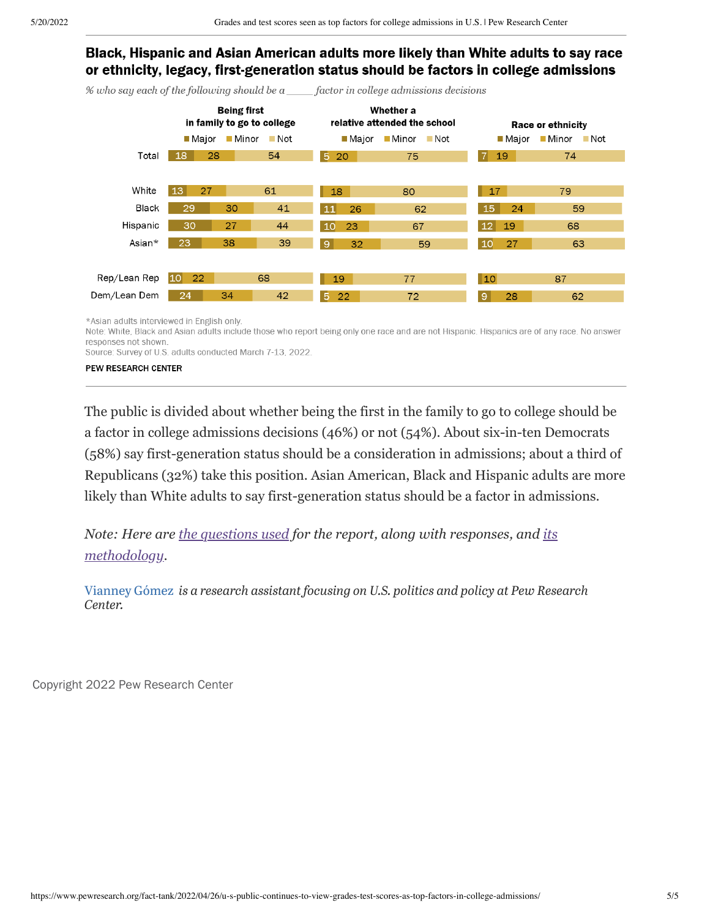**Black, Hispanic and Asian American adults more likely than White adults to say race or ethnicity, legacy, first-generation status should be factors in college admissions**

*% who say each of the following should be a _____ factor in college admissions decisions*

Being first in family to go to college
Major Minor Not

Whether a relative attended the school
Major Minor Not

Race or ethnicity
Major Minor Not

Total 18 28 54 5 20 75 7 19 74

White 13 27 61 18 80 17 79

Black 29 30 41 11 26 62 15 24 59

Hispanic 30 27 44 10 23 67 12 19 68

Asian* 23 38 39 9 32 59 10 27 63

Rep/Lean Rep 10 22 68 19 77 10 87

Dem/Lean Dem 24 34 42 5 22 72 9 28 62

*Asian adults interviewed in English only.

Note: White, Black and Asian adults include those who report being only one race and are not Hispanic. Hispanics are of any race. No answer responses not shown.

Source: Survey of U.S. adults conducted March 7-13, 2022.

PEW RESEARCH CENTER

The public is divided about whether being the first in the family to go to college should be a factor in college admissions decisions (46%) or not (54%). About six-in-ten Democrats (58%) say first-generation status should be a consideration in admissions; about a third of Republicans (32%) take this position. Asian American, Black and Hispanic adults are more likely than White adults to say first-generation status should be a factor in admissions.

*Note: Here are [the questions used] for the report, along with responses, and [its methodology].*

Vianney Gómez *is a research assistant focusing on U.S. politics and policy at Pew Research Center.*

Copyright 2022 Pew Research Center